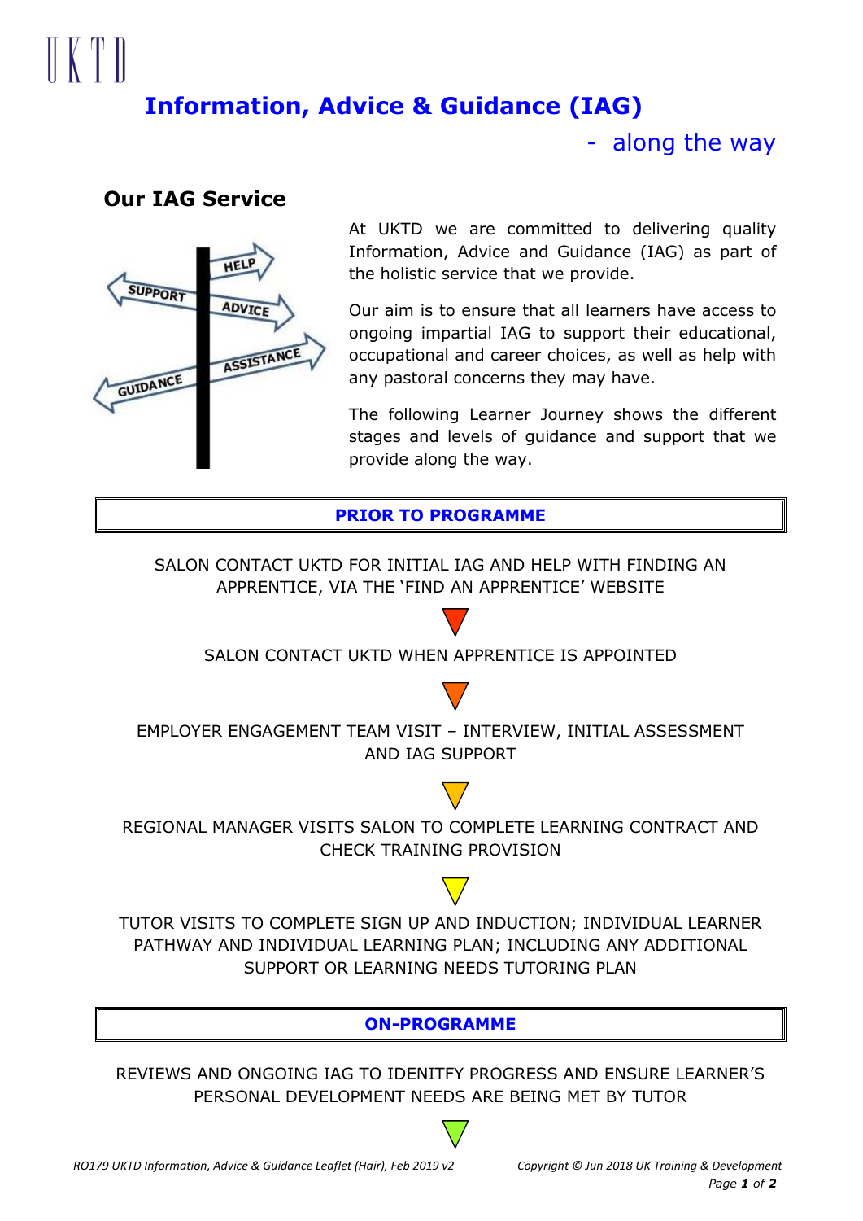UKTD

# Information, Advice & Guidance (IAG)

- along the way

## Our IAG Service

At UKTD we are committed to delivering quality Information, Advice and Guidance (IAG) as part of the holistic service that we provide.

Our aim is to ensure that all learners have access to ongoing impartial IAG to support their educational, occupational and career choices, as well as help with any pastoral concerns they may have.

The following Learner Journey shows the different stages and levels of guidance and support that we provide along the way.

### PRIOR TO PROGRAMME

SALON CONTACT UKTD FOR INITIAL IAG AND HELP WITH FINDING AN APPRENTICE, VIA THE 'FIND AN APPRENTICE' WEBSITE

▼

SALON CONTACT UKTD WHEN APPRENTICE IS APPOINTED

▼

EMPLOYER ENGAGEMENT TEAM VISIT – INTERVIEW, INITIAL ASSESSMENT AND IAG SUPPORT

▼

REGIONAL MANAGER VISITS SALON TO COMPLETE LEARNING CONTRACT AND CHECK TRAINING PROVISION

▼

TUTOR VISITS TO COMPLETE SIGN UP AND INDUCTION; INDIVIDUAL LEARNER PATHWAY AND INDIVIDUAL LEARNING PLAN; INCLUDING ANY ADDITIONAL SUPPORT OR LEARNING NEEDS TUTORING PLAN

### ON-PROGRAMME

REVIEWS AND ONGOING IAG TO IDENITFY PROGRESS AND ENSURE LEARNER'S PERSONAL DEVELOPMENT NEEDS ARE BEING MET BY TUTOR

▼

*RO179 UKTD Information, Advice & Guidance Leaflet (Hair), Feb 2019 v2* *Copyright © Jun 2018 UK Training & Development*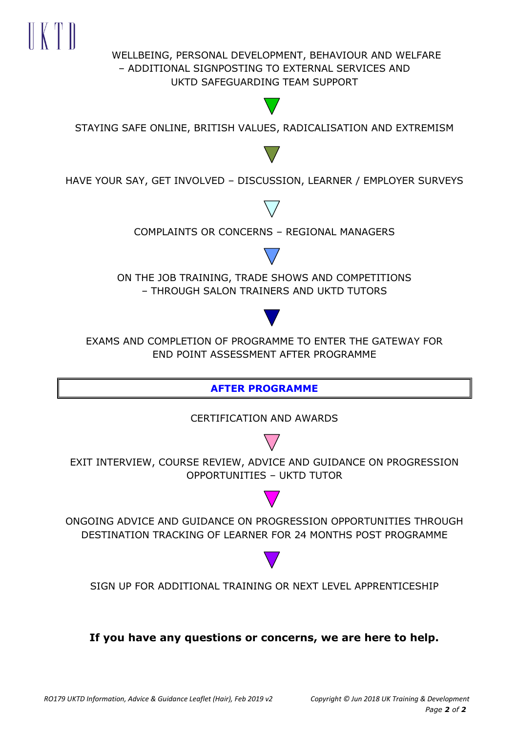WELLBEING, PERSONAL DEVELOPMENT, BEHAVIOUR AND WELFARE – ADDITIONAL SIGNPOSTING TO EXTERNAL SERVICES AND UKTD SAFEGUARDING TEAM SUPPORT

STAYING SAFE ONLINE, BRITISH VALUES, RADICALISATION AND EXTREMISM

HAVE YOUR SAY, GET INVOLVED – DISCUSSION, LEARNER / EMPLOYER SURVEYS

COMPLAINTS OR CONCERNS – REGIONAL MANAGERS

ON THE JOB TRAINING, TRADE SHOWS AND COMPETITIONS – THROUGH SALON TRAINERS AND UKTD TUTORS

EXAMS AND COMPLETION OF PROGRAMME TO ENTER THE GATEWAY FOR END POINT ASSESSMENT AFTER PROGRAMME

## AFTER PROGRAMME

CERTIFICATION AND AWARDS

EXIT INTERVIEW, COURSE REVIEW, ADVICE AND GUIDANCE ON PROGRESSION OPPORTUNITIES – UKTD TUTOR

ONGOING ADVICE AND GUIDANCE ON PROGRESSION OPPORTUNITIES THROUGH DESTINATION TRACKING OF LEARNER FOR 24 MONTHS POST PROGRAMME

SIGN UP FOR ADDITIONAL TRAINING OR NEXT LEVEL APPRENTICESHIP

**If you have any questions or concerns, we are here to help.**